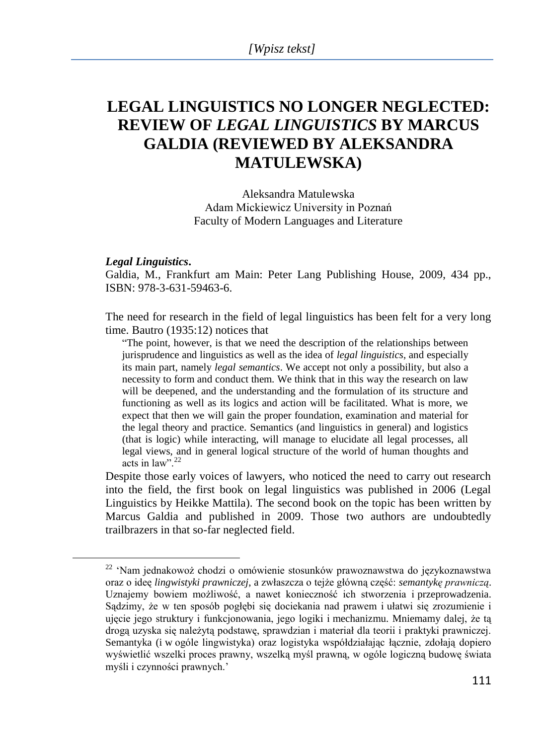# LEGAL LINGUISTICS NO LONGER NEGLECTED: REVIEW OF *LEGAL LINGUISTICS* BY MARCUS GALDIA (REVIEWED BY ALEKSANDRA MATULEWSKA)

Aleksandra Matulewska
Adam Mickiewicz University in Poznań
Faculty of Modern Languages and Literature

***Legal Linguistics*.**
Galdia, M., Frankfurt am Main: Peter Lang Publishing House, 2009, 434 pp., ISBN: 978-3-631-59463-6.

The need for research in the field of legal linguistics has been felt for a very long time. Bautro (1935:12) notices that

> "The point, however, is that we need the description of the relationships between jurisprudence and linguistics as well as the idea of *legal linguistics*, and especially its main part, namely *legal semantics*. We accept not only a possibility, but also a necessity to form and conduct them. We think that in this way the research on law will be deepened, and the understanding and the formulation of its structure and functioning as well as its logics and action will be facilitated. What is more, we expect that then we will gain the proper foundation, examination and material for the legal theory and practice. Semantics (and linguistics in general) and logistics (that is logic) while interacting, will manage to elucidate all legal processes, all legal views, and in general logical structure of the world of human thoughts and acts in law".[22]

Despite those early voices of lawyers, who noticed the need to carry out research into the field, the first book on legal linguistics was published in 2006 (Legal Linguistics by Heikke Mattila). The second book on the topic has been written by Marcus Galdia and published in 2009. Those two authors are undoubtedly trailbrazers in that so-far neglected field.

---

[22] 'Nam jednakowoż chodzi o omówienie stosunków prawoznawstwa do językoznawstwa oraz o ideę *lingwistyki prawniczej*, a zwłaszcza o tejże główną część: *semantykę prawniczą*. Uznajemy bowiem możliwość, a nawet konieczność ich stworzenia i przeprowadzenia. Sądzimy, że w ten sposób pogłębi się dociekania nad prawem i ułatwi się zrozumienie i ujęcie jego struktury i funkcjonowania, jego logiki i mechanizmu. Mniemamy dalej, że tą drogą uzyska się należytą podstawę, sprawdzian i materiał dla teorii i praktyki prawniczej. Semantyka (i w ogóle lingwistyka) oraz logistyka współdziałając łącznie, zdołają dopiero wyświetlić wszelki proces prawny, wszelką myśl prawną, w ogóle logiczną budowę świata myśli i czynności prawnych.'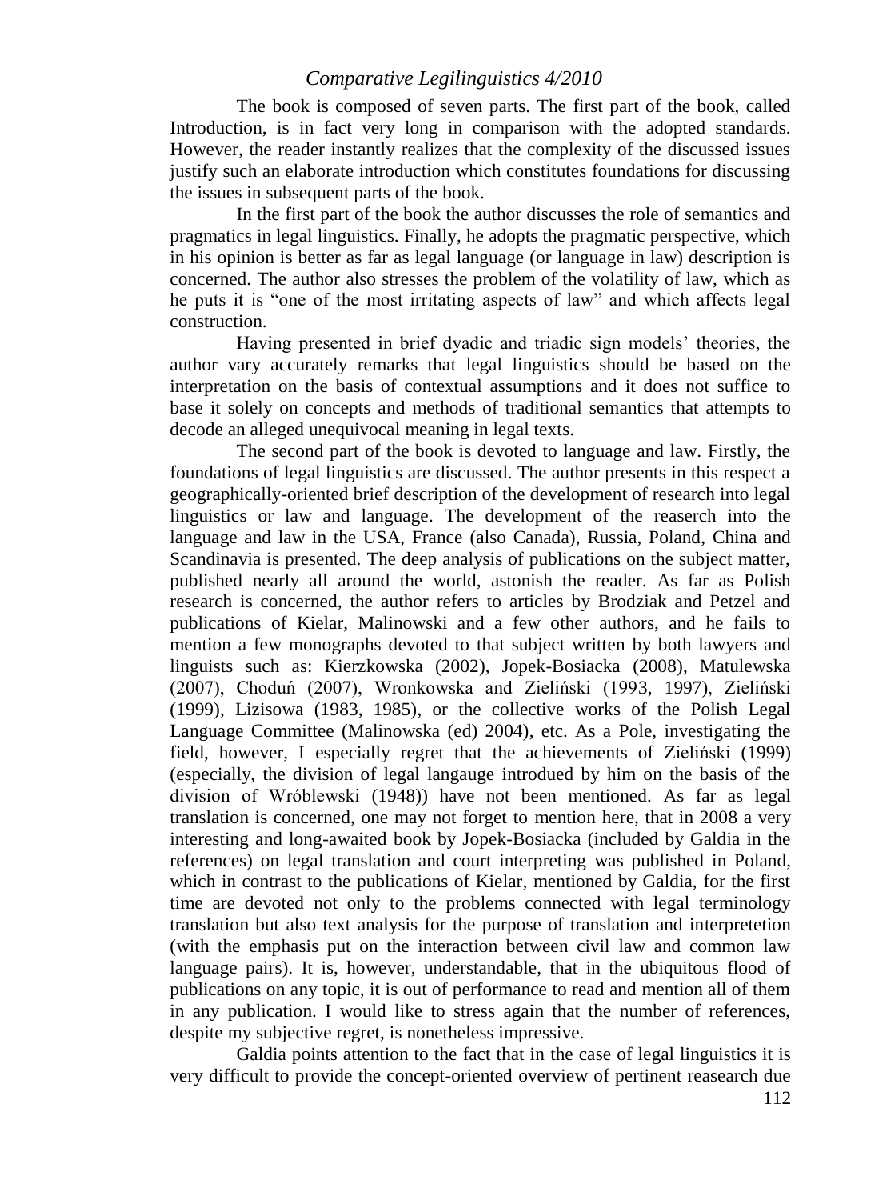The book is composed of seven parts. The first part of the book, called Introduction, is in fact very long in comparison with the adopted standards. However, the reader instantly realizes that the complexity of the discussed issues justify such an elaborate introduction which constitutes foundations for discussing the issues in subsequent parts of the book.

In the first part of the book the author discusses the role of semantics and pragmatics in legal linguistics. Finally, he adopts the pragmatic perspective, which in his opinion is better as far as legal language (or language in law) description is concerned. The author also stresses the problem of the volatility of law, which as he puts it is "one of the most irritating aspects of law" and which affects legal construction.

Having presented in brief dyadic and triadic sign models' theories, the author vary accurately remarks that legal linguistics should be based on the interpretation on the basis of contextual assumptions and it does not suffice to base it solely on concepts and methods of traditional semantics that attempts to decode an alleged unequivocal meaning in legal texts.

The second part of the book is devoted to language and law. Firstly, the foundations of legal linguistics are discussed. The author presents in this respect a geographically-oriented brief description of the development of research into legal linguistics or law and language. The development of the reaserch into the language and law in the USA, France (also Canada), Russia, Poland, China and Scandinavia is presented. The deep analysis of publications on the subject matter, published nearly all around the world, astonish the reader. As far as Polish research is concerned, the author refers to articles by Brodziak and Petzel and publications of Kielar, Malinowski and a few other authors, and he fails to mention a few monographs devoted to that subject written by both lawyers and linguists such as: Kierzkowska (2002), Jopek-Bosiacka (2008), Matulewska (2007), Choduń (2007), Wronkowska and Zieliński (1993, 1997), Zieliński (1999), Lizisowa (1983, 1985), or the collective works of the Polish Legal Language Committee (Malinowska (ed) 2004), etc. As a Pole, investigating the field, however, I especially regret that the achievements of Zieliński (1999) (especially, the division of legal langauge introdued by him on the basis of the division of Wróblewski (1948)) have not been mentioned. As far as legal translation is concerned, one may not forget to mention here, that in 2008 a very interesting and long-awaited book by Jopek-Bosiacka (included by Galdia in the references) on legal translation and court interpreting was published in Poland, which in contrast to the publications of Kielar, mentioned by Galdia, for the first time are devoted not only to the problems connected with legal terminology translation but also text analysis for the purpose of translation and interpretetion (with the emphasis put on the interaction between civil law and common law language pairs). It is, however, understandable, that in the ubiquitous flood of publications on any topic, it is out of performance to read and mention all of them in any publication. I would like to stress again that the number of references, despite my subjective regret, is nonetheless impressive.

Galdia points attention to the fact that in the case of legal linguistics it is very difficult to provide the concept-oriented overview of pertinent reasearch due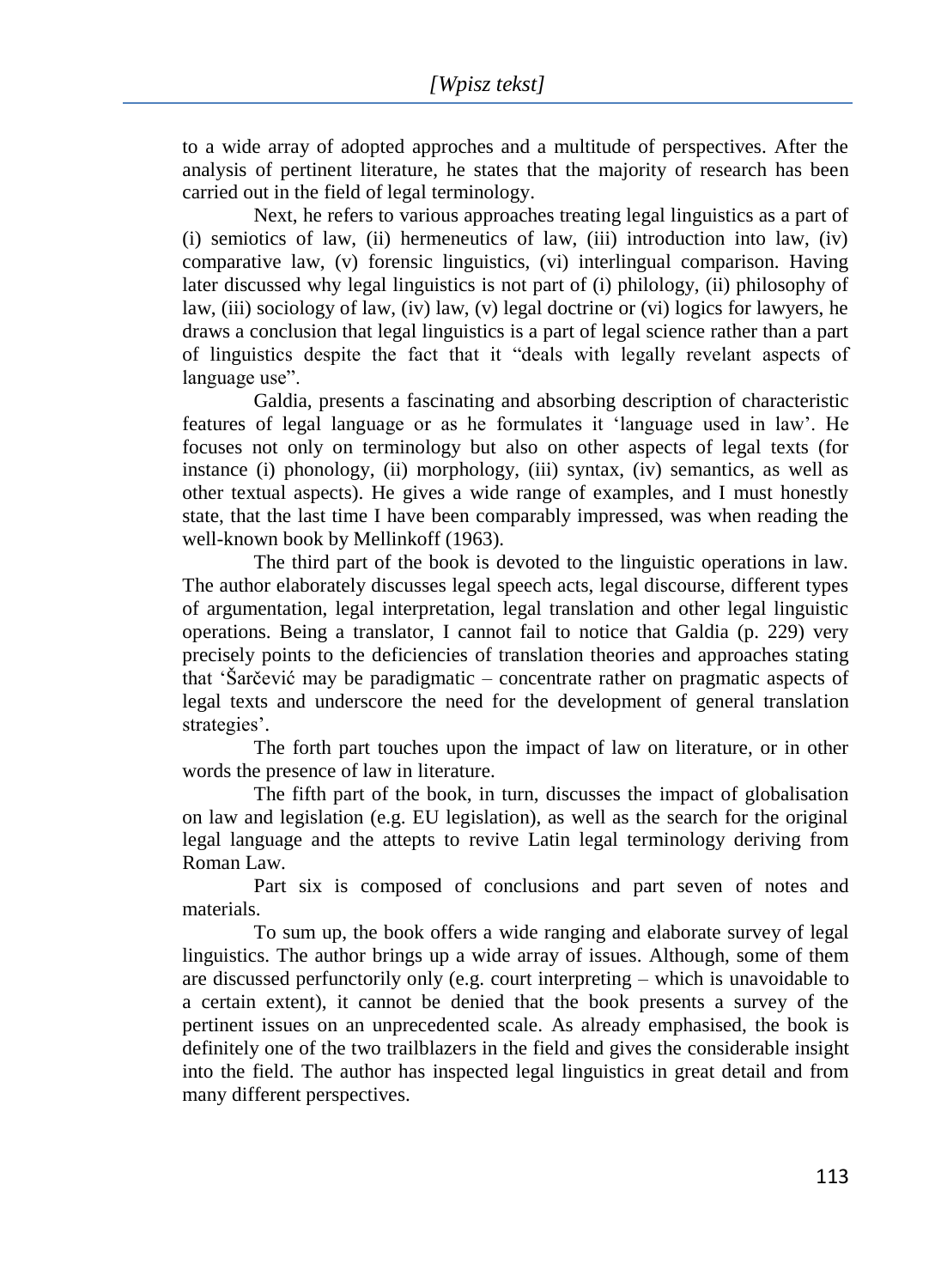to a wide array of adopted approches and a multitude of perspectives. After the analysis of pertinent literature, he states that the majority of research has been carried out in the field of legal terminology.

Next, he refers to various approaches treating legal linguistics as a part of (i) semiotics of law, (ii) hermeneutics of law, (iii) introduction into law, (iv) comparative law, (v) forensic linguistics, (vi) interlingual comparison. Having later discussed why legal linguistics is not part of (i) philology, (ii) philosophy of law, (iii) sociology of law, (iv) law, (v) legal doctrine or (vi) logics for lawyers, he draws a conclusion that legal linguistics is a part of legal science rather than a part of linguistics despite the fact that it "deals with legally revelant aspects of language use".

Galdia, presents a fascinating and absorbing description of characteristic features of legal language or as he formulates it 'language used in law'. He focuses not only on terminology but also on other aspects of legal texts (for instance (i) phonology, (ii) morphology, (iii) syntax, (iv) semantics, as well as other textual aspects). He gives a wide range of examples, and I must honestly state, that the last time I have been comparably impressed, was when reading the well-known book by Mellinkoff (1963).

The third part of the book is devoted to the linguistic operations in law. The author elaborately discusses legal speech acts, legal discourse, different types of argumentation, legal interpretation, legal translation and other legal linguistic operations. Being a translator, I cannot fail to notice that Galdia (p. 229) very precisely points to the deficiencies of translation theories and approaches stating that 'Šarčević may be paradigmatic – concentrate rather on pragmatic aspects of legal texts and underscore the need for the development of general translation strategies'.

The forth part touches upon the impact of law on literature, or in other words the presence of law in literature.

The fifth part of the book, in turn, discusses the impact of globalisation on law and legislation (e.g. EU legislation), as well as the search for the original legal language and the attepts to revive Latin legal terminology deriving from Roman Law.

Part six is composed of conclusions and part seven of notes and materials.

To sum up, the book offers a wide ranging and elaborate survey of legal linguistics. The author brings up a wide array of issues. Although, some of them are discussed perfunctorily only (e.g. court interpreting – which is unavoidable to a certain extent), it cannot be denied that the book presents a survey of the pertinent issues on an unprecedented scale. As already emphasised, the book is definitely one of the two trailblazers in the field and gives the considerable insight into the field. The author has inspected legal linguistics in great detail and from many different perspectives.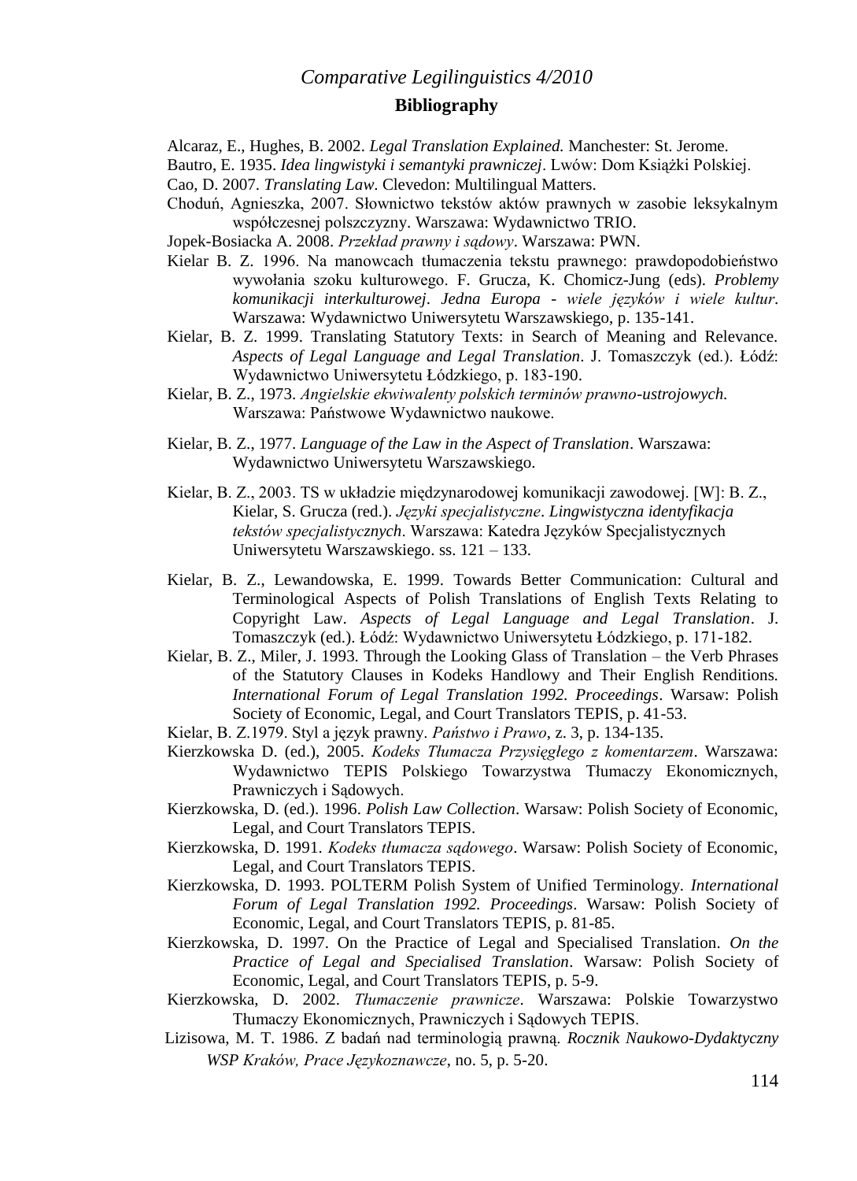## Bibliography

Alcaraz, E., Hughes, B. 2002. *Legal Translation Explained.* Manchester: St. Jerome.

Bautro, E. 1935. *Idea lingwistyki i semantyki prawniczej*. Lwów: Dom Książki Polskiej.

Cao, D. 2007. *Translating Law.* Clevedon: Multilingual Matters.

Choduń, Agnieszka, 2007. Słownictwo tekstów aktów prawnych w zasobie leksykalnym współczesnej polszczyzny. Warszawa: Wydawnictwo TRIO.

Jopek-Bosiacka A. 2008. *Przekład prawny i sądowy*. Warszawa: PWN.

Kielar B. Z. 1996. Na manowcach tłumaczenia tekstu prawnego: prawdopodobieństwo wywołania szoku kulturowego. F. Grucza, K. Chomicz-Jung (eds). *Problemy komunikacji interkulturowej. Jedna Europa - wiele języków i wiele kultur*. Warszawa: Wydawnictwo Uniwersytetu Warszawskiego, p. 135-141.

Kielar, B. Z. 1999. Translating Statutory Texts: in Search of Meaning and Relevance. *Aspects of Legal Language and Legal Translation*. J. Tomaszczyk (ed.). Łódź: Wydawnictwo Uniwersytetu Łódzkiego, p. 183-190.

Kielar, B. Z., 1973. *Angielskie ekwiwalenty polskich terminów prawno-ustrojowych.* Warszawa: Państwowe Wydawnictwo naukowe.

Kielar, B. Z., 1977. *Language of the Law in the Aspect of Translation*. Warszawa: Wydawnictwo Uniwersytetu Warszawskiego.

Kielar, B. Z., 2003. TS w układzie międzynarodowej komunikacji zawodowej. [W]: B. Z., Kielar, S. Grucza (red.). *Języki specjalistyczne*. *Lingwistyczna identyfikacja tekstów specjalistycznych*. Warszawa: Katedra Języków Specjalistycznych Uniwersytetu Warszawskiego. ss. 121 – 133.

Kielar, B. Z., Lewandowska, E. 1999. Towards Better Communication: Cultural and Terminological Aspects of Polish Translations of English Texts Relating to Copyright Law. *Aspects of Legal Language and Legal Translation*. J. Tomaszczyk (ed.). Łódź: Wydawnictwo Uniwersytetu Łódzkiego, p. 171-182.

Kielar, B. Z., Miler, J. 1993. Through the Looking Glass of Translation – the Verb Phrases of the Statutory Clauses in Kodeks Handlowy and Their English Renditions. *International Forum of Legal Translation 1992. Proceedings*. Warsaw: Polish Society of Economic, Legal, and Court Translators TEPIS, p. 41-53.

Kielar, B. Z.1979. Styl a język prawny. *Państwo i Prawo*, z. 3, p. 134-135.

Kierzkowska D. (ed.), 2005. *Kodeks Tłumacza Przysięgłego z komentarzem*. Warszawa: Wydawnictwo TEPIS Polskiego Towarzystwa Tłumaczy Ekonomicznych, Prawniczych i Sądowych.

Kierzkowska, D. (ed.). 1996. *Polish Law Collection*. Warsaw: Polish Society of Economic, Legal, and Court Translators TEPIS.

Kierzkowska, D. 1991. *Kodeks tłumacza sądowego*. Warsaw: Polish Society of Economic, Legal, and Court Translators TEPIS.

Kierzkowska, D. 1993. POLTERM Polish System of Unified Terminology. *International Forum of Legal Translation 1992. Proceedings*. Warsaw: Polish Society of Economic, Legal, and Court Translators TEPIS, p. 81-85.

Kierzkowska, D. 1997. On the Practice of Legal and Specialised Translation. *On the Practice of Legal and Specialised Translation*. Warsaw: Polish Society of Economic, Legal, and Court Translators TEPIS, p. 5-9.

Kierzkowska, D. 2002. *Tłumaczenie prawnicze*. Warszawa: Polskie Towarzystwo Tłumaczy Ekonomicznych, Prawniczych i Sądowych TEPIS.

Lizisowa, M. T. 1986. Z badań nad terminologią prawną. *Rocznik Naukowo-Dydaktyczny WSP Kraków, Prace Językoznawcze*, no. 5, p. 5-20.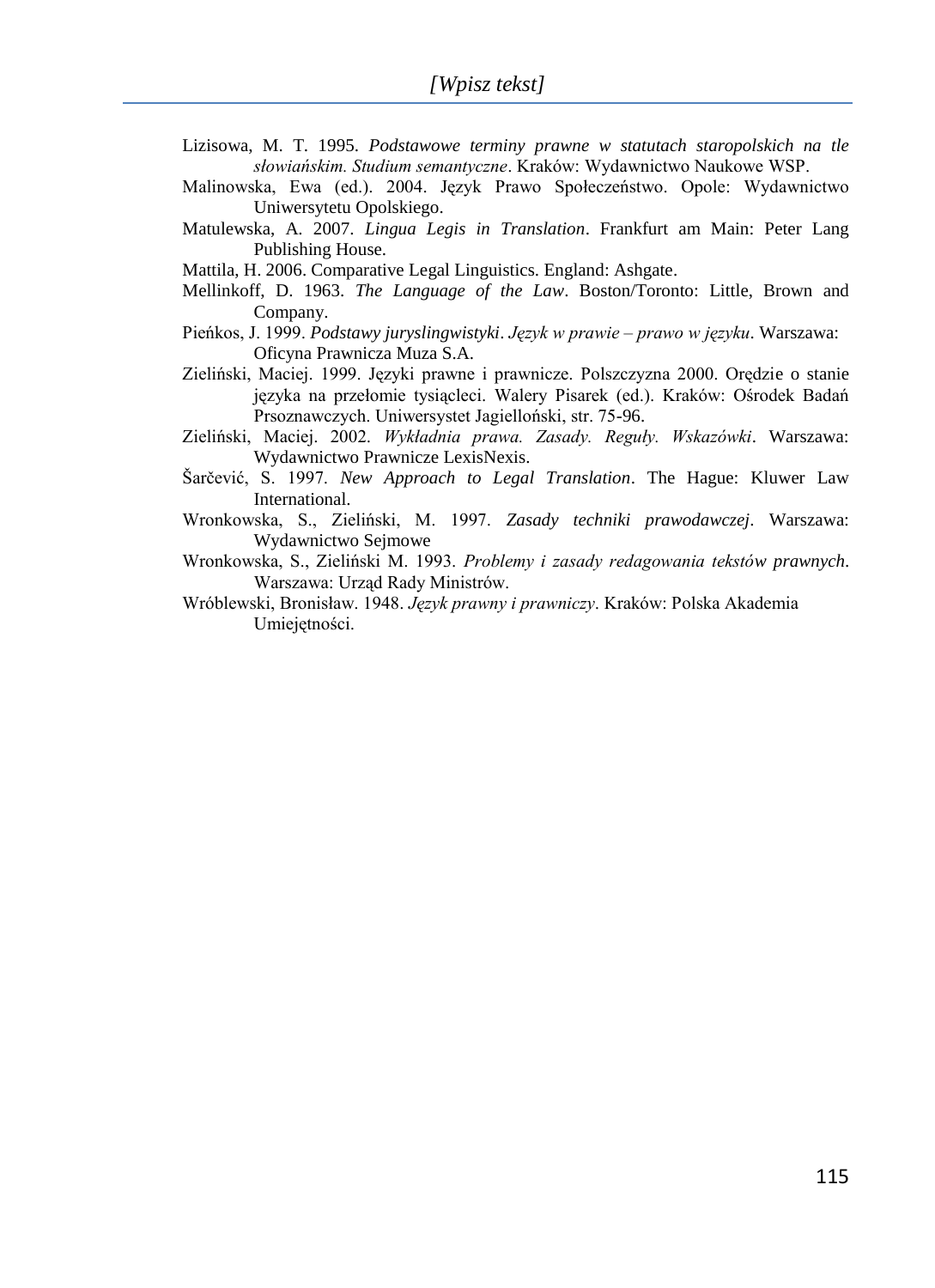Lizisowa, M. T. 1995. *Podstawowe terminy prawne w statutach staropolskich na tle słowiańskim. Studium semantyczne*. Kraków: Wydawnictwo Naukowe WSP.

Malinowska, Ewa (ed.). 2004. Język Prawo Społeczeństwo. Opole: Wydawnictwo Uniwersytetu Opolskiego.

Matulewska, A. 2007. *Lingua Legis in Translation*. Frankfurt am Main: Peter Lang Publishing House.

Mattila, H. 2006. Comparative Legal Linguistics. England: Ashgate.

Mellinkoff, D. 1963. *The Language of the Law*. Boston/Toronto: Little, Brown and Company.

Pieńkos, J. 1999. *Podstawy juryslingwistyki*. *Język w prawie – prawo w języku*. Warszawa: Oficyna Prawnicza Muza S.A.

Zieliński, Maciej. 1999. Języki prawne i prawnicze. Polszczyzna 2000. Orędzie o stanie języka na przełomie tysiącleci. Walery Pisarek (ed.). Kraków: Ośrodek Badań Prsoznawczych. Uniwersystet Jagielloński, str. 75-96.

Zieliński, Maciej. 2002. *Wykładnia prawa. Zasady. Reguły. Wskazówki*. Warszawa: Wydawnictwo Prawnicze LexisNexis.

Šarčević, S. 1997. *New Approach to Legal Translation*. The Hague: Kluwer Law International.

Wronkowska, S., Zieliński, M. 1997. *Zasady techniki prawodawczej*. Warszawa: Wydawnictwo Sejmowe

Wronkowska, S., Zieliński M. 1993. *Problemy i zasady redagowania tekstów prawnych*. Warszawa: Urząd Rady Ministrów.

Wróblewski, Bronisław. 1948. *Język prawny i prawniczy*. Kraków: Polska Akademia Umiejętności.